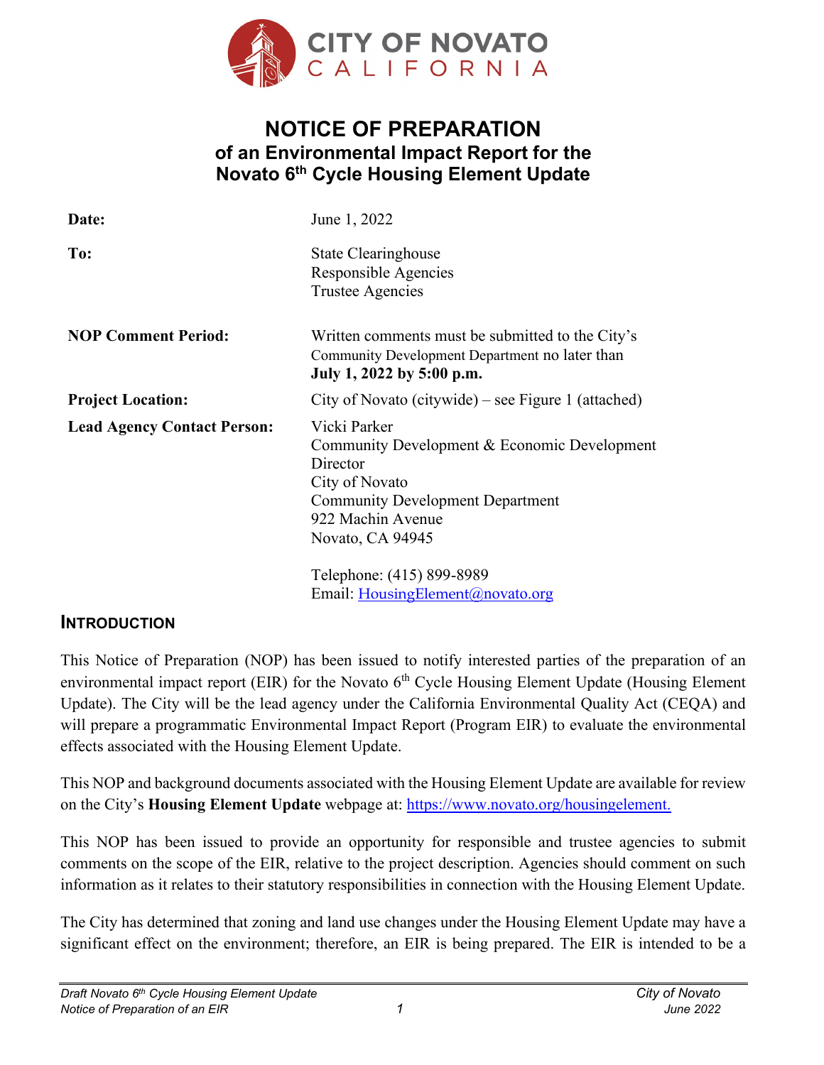CITY OF NOVATO
CALIFORNIA

# NOTICE OF PREPARATION
## of an Environmental Impact Report for the Novato 6th Cycle Housing Element Update

| | |
|---|---|
| **Date:** | June 1, 2022 |
| **To:** | State Clearinghouse<br>Responsible Agencies<br>Trustee Agencies |
| **NOP Comment Period:** | Written comments must be submitted to the City's Community Development Department no later than **July 1, 2022 by 5:00 p.m.** |
| **Project Location:** | City of Novato (citywide) – see Figure 1 (attached) |
| **Lead Agency Contact Person:** | Vicki Parker<br>Community Development & Economic Development Director<br>City of Novato<br>Community Development Department<br>922 Machin Avenue<br>Novato, CA 94945<br><br>Telephone: (415) 899-8989<br>Email: HousingElement@novato.org |

## INTRODUCTION

This Notice of Preparation (NOP) has been issued to notify interested parties of the preparation of an environmental impact report (EIR) for the Novato 6th Cycle Housing Element Update (Housing Element Update). The City will be the lead agency under the California Environmental Quality Act (CEQA) and will prepare a programmatic Environmental Impact Report (Program EIR) to evaluate the environmental effects associated with the Housing Element Update.

This NOP and background documents associated with the Housing Element Update are available for review on the City's **Housing Element Update** webpage at: https://www.novato.org/housingelement.

This NOP has been issued to provide an opportunity for responsible and trustee agencies to submit comments on the scope of the EIR, relative to the project description. Agencies should comment on such information as it relates to their statutory responsibilities in connection with the Housing Element Update.

The City has determined that zoning and land use changes under the Housing Element Update may have a significant effect on the environment; therefore, an EIR is being prepared. The EIR is intended to be a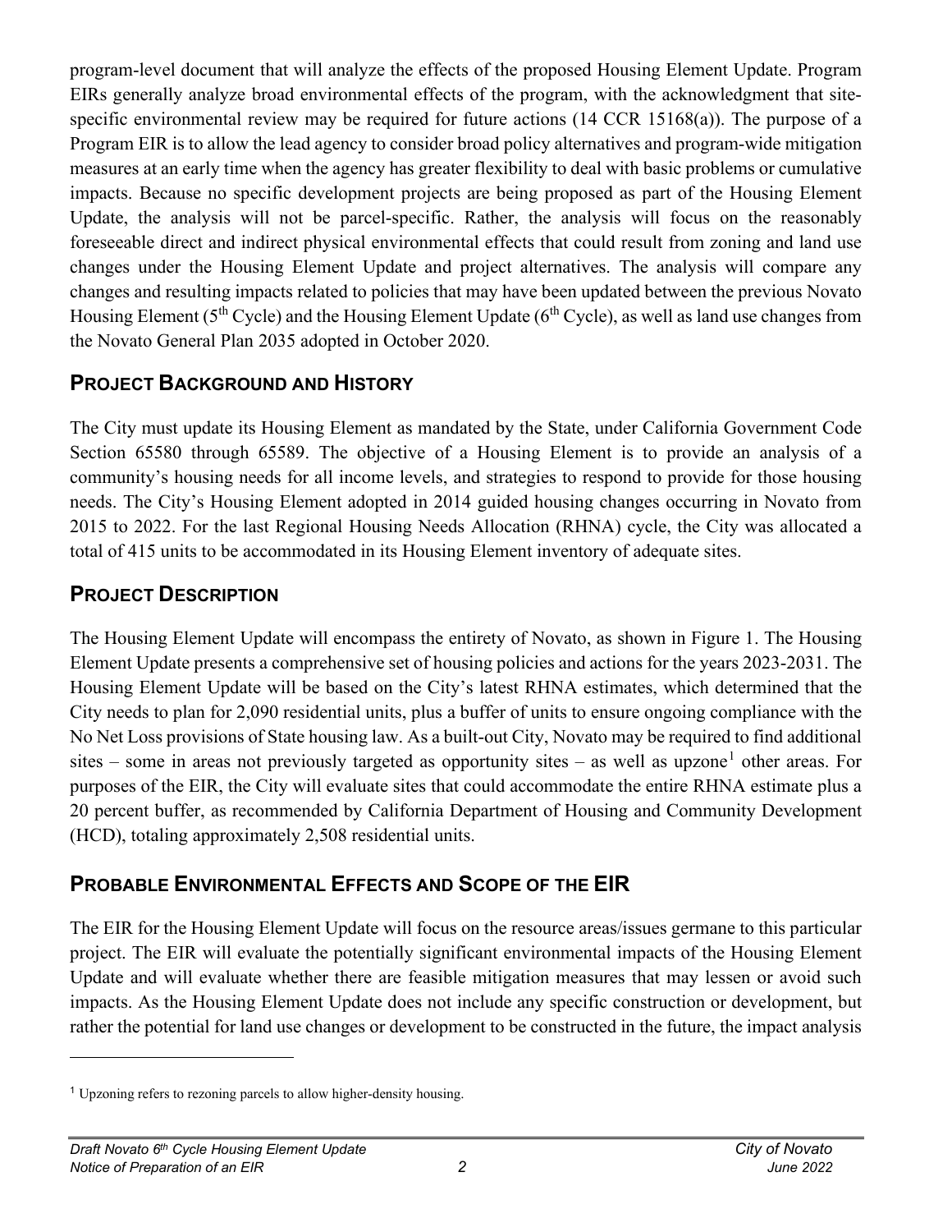program-level document that will analyze the effects of the proposed Housing Element Update. Program EIRs generally analyze broad environmental effects of the program, with the acknowledgment that site-specific environmental review may be required for future actions (14 CCR 15168(a)). The purpose of a Program EIR is to allow the lead agency to consider broad policy alternatives and program-wide mitigation measures at an early time when the agency has greater flexibility to deal with basic problems or cumulative impacts. Because no specific development projects are being proposed as part of the Housing Element Update, the analysis will not be parcel-specific. Rather, the analysis will focus on the reasonably foreseeable direct and indirect physical environmental effects that could result from zoning and land use changes under the Housing Element Update and project alternatives. The analysis will compare any changes and resulting impacts related to policies that may have been updated between the previous Novato Housing Element (5th Cycle) and the Housing Element Update (6th Cycle), as well as land use changes from the Novato General Plan 2035 adopted in October 2020.

## PROJECT BACKGROUND AND HISTORY

The City must update its Housing Element as mandated by the State, under California Government Code Section 65580 through 65589. The objective of a Housing Element is to provide an analysis of a community's housing needs for all income levels, and strategies to respond to provide for those housing needs. The City's Housing Element adopted in 2014 guided housing changes occurring in Novato from 2015 to 2022. For the last Regional Housing Needs Allocation (RHNA) cycle, the City was allocated a total of 415 units to be accommodated in its Housing Element inventory of adequate sites.

## PROJECT DESCRIPTION

The Housing Element Update will encompass the entirety of Novato, as shown in Figure 1. The Housing Element Update presents a comprehensive set of housing policies and actions for the years 2023-2031. The Housing Element Update will be based on the City's latest RHNA estimates, which determined that the City needs to plan for 2,090 residential units, plus a buffer of units to ensure ongoing compliance with the No Net Loss provisions of State housing law. As a built-out City, Novato may be required to find additional sites – some in areas not previously targeted as opportunity sites – as well as upzone[1] other areas. For purposes of the EIR, the City will evaluate sites that could accommodate the entire RHNA estimate plus a 20 percent buffer, as recommended by California Department of Housing and Community Development (HCD), totaling approximately 2,508 residential units.

## PROBABLE ENVIRONMENTAL EFFECTS AND SCOPE OF THE EIR

The EIR for the Housing Element Update will focus on the resource areas/issues germane to this particular project. The EIR will evaluate the potentially significant environmental impacts of the Housing Element Update and will evaluate whether there are feasible mitigation measures that may lessen or avoid such impacts. As the Housing Element Update does not include any specific construction or development, but rather the potential for land use changes or development to be constructed in the future, the impact analysis

---

[1] Upzoning refers to rezoning parcels to allow higher-density housing.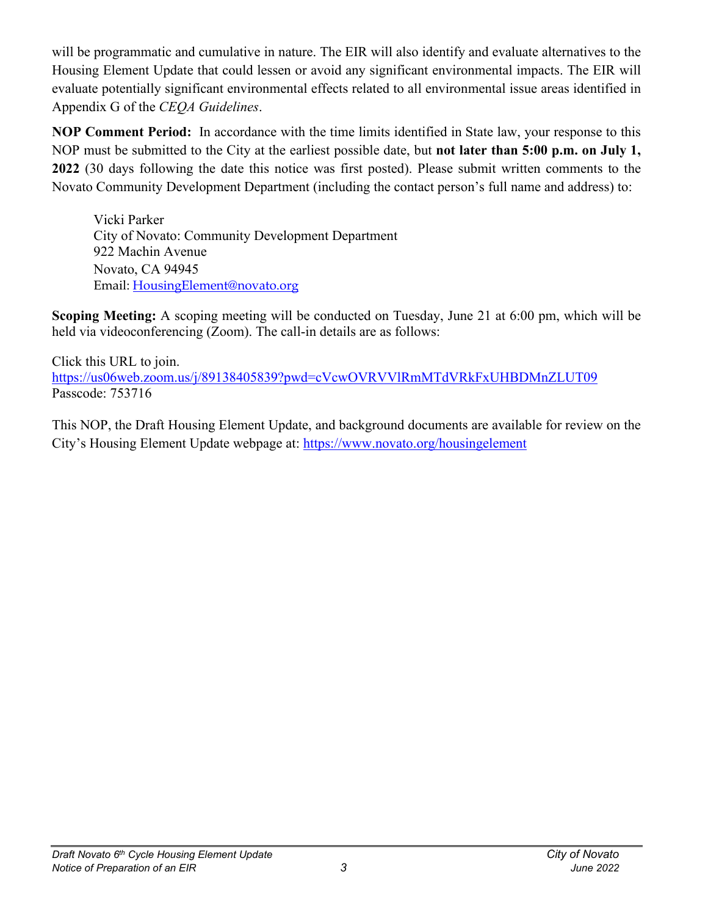will be programmatic and cumulative in nature. The EIR will also identify and evaluate alternatives to the Housing Element Update that could lessen or avoid any significant environmental impacts. The EIR will evaluate potentially significant environmental effects related to all environmental issue areas identified in Appendix G of the *CEQA Guidelines*.

**NOP Comment Period:** In accordance with the time limits identified in State law, your response to this NOP must be submitted to the City at the earliest possible date, but **not later than 5:00 p.m. on July 1, 2022** (30 days following the date this notice was first posted). Please submit written comments to the Novato Community Development Department (including the contact person's full name and address) to:

Vicki Parker
City of Novato: Community Development Department
922 Machin Avenue
Novato, CA 94945
Email: HousingElement@novato.org

**Scoping Meeting:** A scoping meeting will be conducted on Tuesday, June 21 at 6:00 pm, which will be held via videoconferencing (Zoom). The call-in details are as follows:

Click this URL to join.
https://us06web.zoom.us/j/89138405839?pwd=cVcwOVRVVlRmMTdVRkFxUHBDMnZLUT09
Passcode: 753716

This NOP, the Draft Housing Element Update, and background documents are available for review on the City's Housing Element Update webpage at: https://www.novato.org/housingelement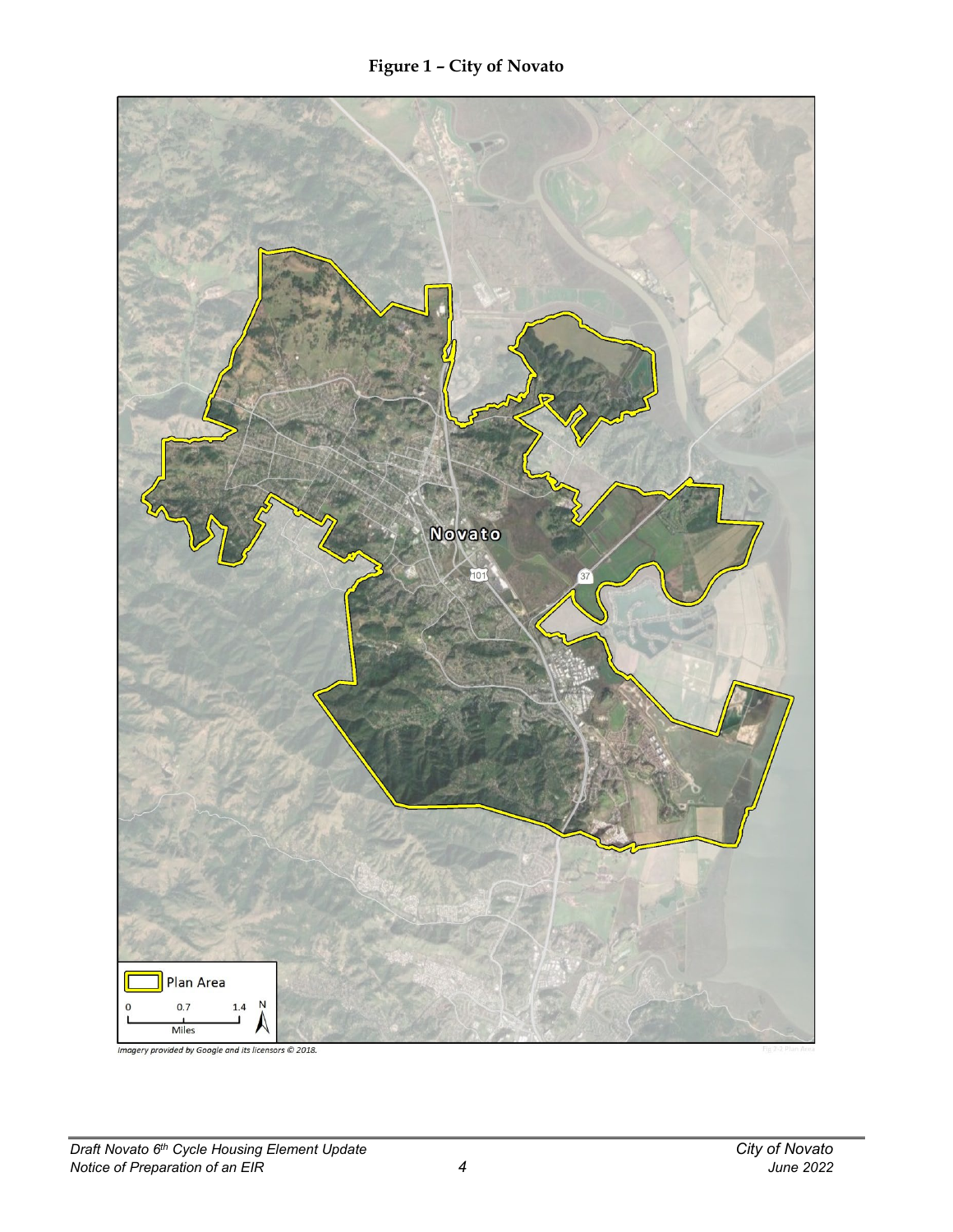**Figure 1 – City of Novato**

Novato

101

37

Plan Area

0 0.7 1.4

Miles

N

*Imagery provided by Google and its licensors © 2018.*